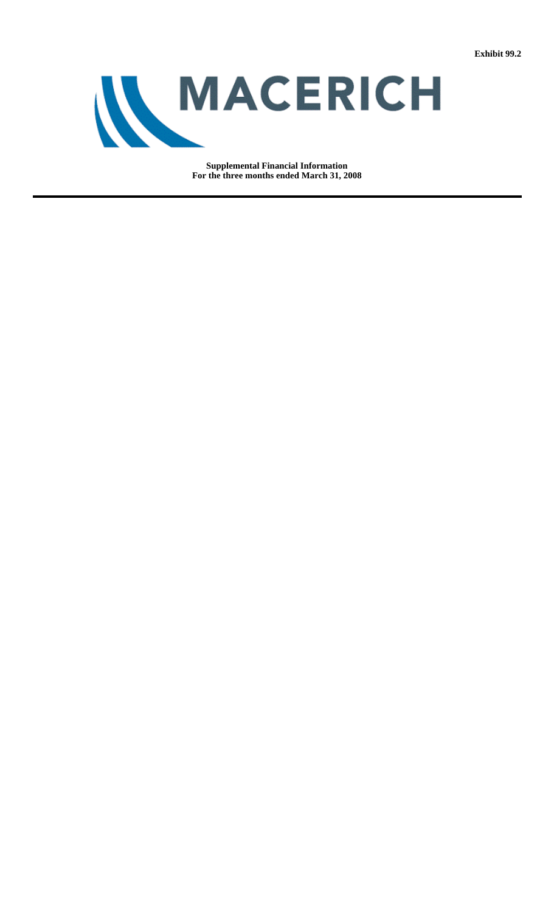Exhibit 99.2

# MACERICH

**Supplemental Financial Information**
**For the three months ended March 31, 2008**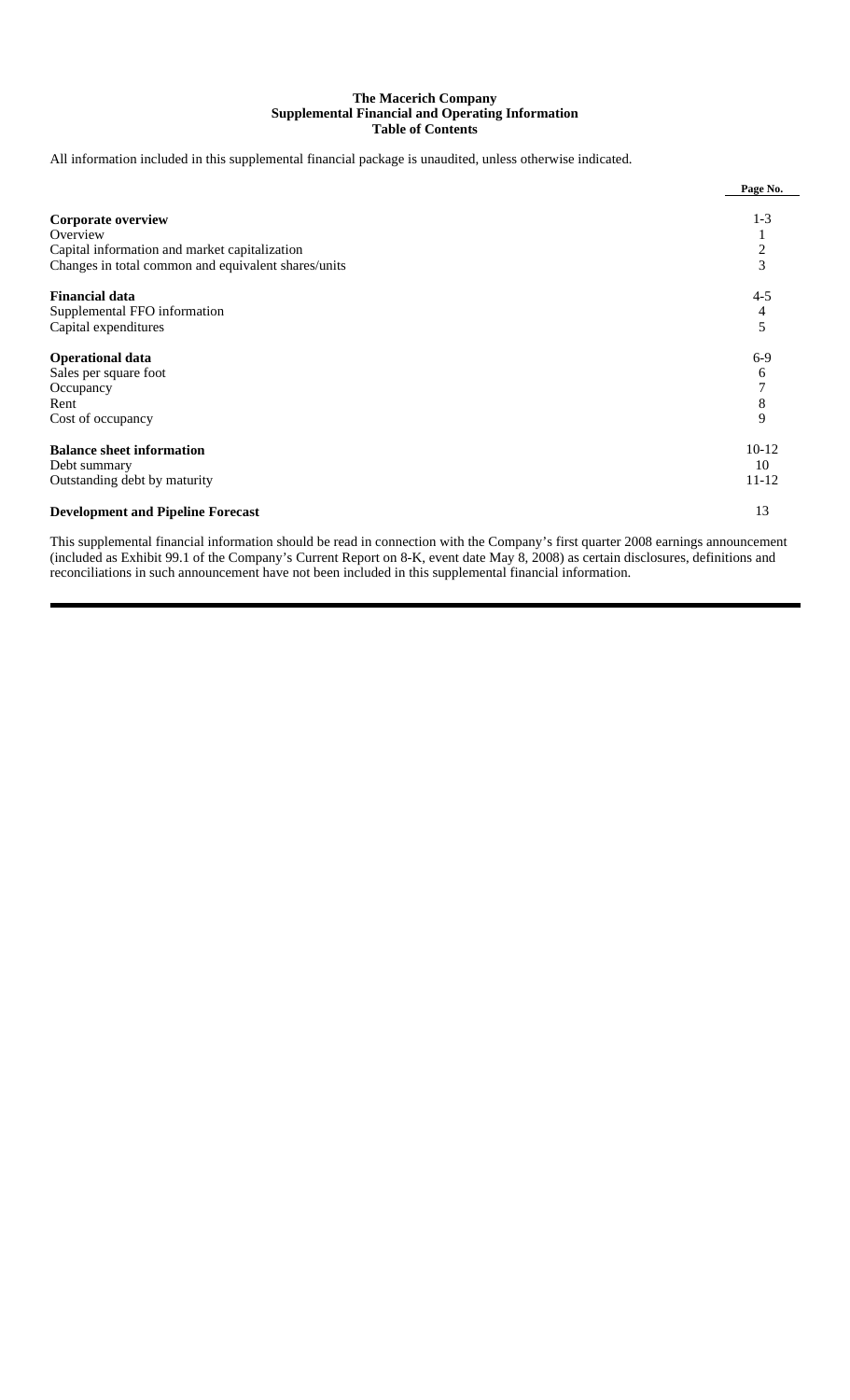**The Macerich Company**
**Supplemental Financial and Operating Information**
**Table of Contents**

All information included in this supplemental financial package is unaudited, unless otherwise indicated.

| | Page No. |
|---|---|
| **Corporate overview** | 1-3 |
| Overview | 1 |
| Capital information and market capitalization | 2 |
| Changes in total common and equivalent shares/units | 3 |
| **Financial data** | 4-5 |
| Supplemental FFO information | 4 |
| Capital expenditures | 5 |
| **Operational data** | 6-9 |
| Sales per square foot | 6 |
| Occupancy | 7 |
| Rent | 8 |
| Cost of occupancy | 9 |
| **Balance sheet information** | 10-12 |
| Debt summary | 10 |
| Outstanding debt by maturity | 11-12 |
| **Development and Pipeline Forecast** | 13 |

This supplemental financial information should be read in connection with the Company's first quarter 2008 earnings announcement (included as Exhibit 99.1 of the Company's Current Report on 8-K, event date May 8, 2008) as certain disclosures, definitions and reconciliations in such announcement have not been included in this supplemental financial information.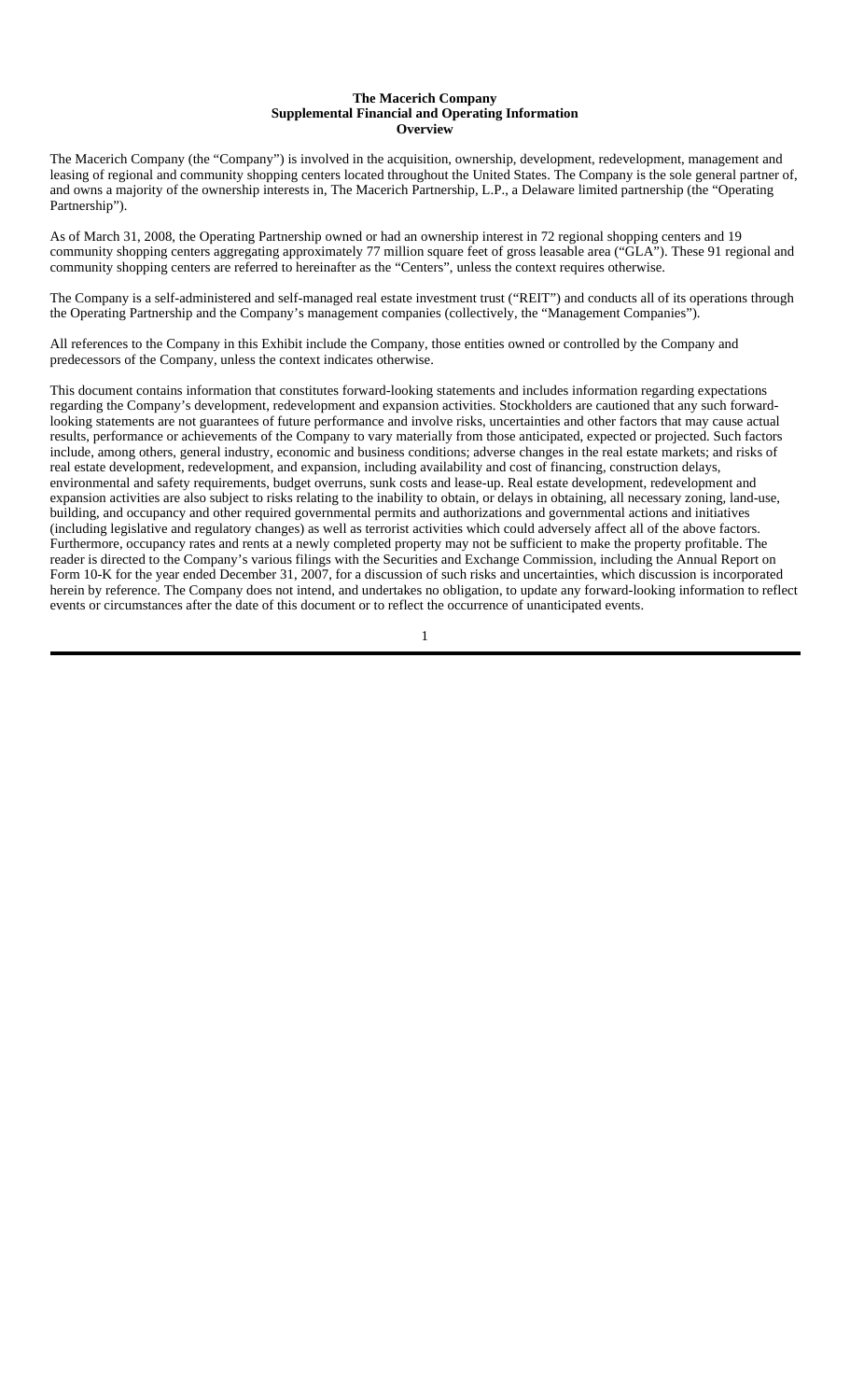**The Macerich Company**
**Supplemental Financial and Operating Information**
**Overview**

The Macerich Company (the "Company") is involved in the acquisition, ownership, development, redevelopment, management and leasing of regional and community shopping centers located throughout the United States. The Company is the sole general partner of, and owns a majority of the ownership interests in, The Macerich Partnership, L.P., a Delaware limited partnership (the "Operating Partnership").

As of March 31, 2008, the Operating Partnership owned or had an ownership interest in 72 regional shopping centers and 19 community shopping centers aggregating approximately 77 million square feet of gross leasable area ("GLA"). These 91 regional and community shopping centers are referred to hereinafter as the "Centers", unless the context requires otherwise.

The Company is a self-administered and self-managed real estate investment trust ("REIT") and conducts all of its operations through the Operating Partnership and the Company's management companies (collectively, the "Management Companies").

All references to the Company in this Exhibit include the Company, those entities owned or controlled by the Company and predecessors of the Company, unless the context indicates otherwise.

This document contains information that constitutes forward-looking statements and includes information regarding expectations regarding the Company's development, redevelopment and expansion activities. Stockholders are cautioned that any such forward-looking statements are not guarantees of future performance and involve risks, uncertainties and other factors that may cause actual results, performance or achievements of the Company to vary materially from those anticipated, expected or projected. Such factors include, among others, general industry, economic and business conditions; adverse changes in the real estate markets; and risks of real estate development, redevelopment, and expansion, including availability and cost of financing, construction delays, environmental and safety requirements, budget overruns, sunk costs and lease-up. Real estate development, redevelopment and expansion activities are also subject to risks relating to the inability to obtain, or delays in obtaining, all necessary zoning, land-use, building, and occupancy and other required governmental permits and authorizations and governmental actions and initiatives (including legislative and regulatory changes) as well as terrorist activities which could adversely affect all of the above factors. Furthermore, occupancy rates and rents at a newly completed property may not be sufficient to make the property profitable. The reader is directed to the Company's various filings with the Securities and Exchange Commission, including the Annual Report on Form 10-K for the year ended December 31, 2007, for a discussion of such risks and uncertainties, which discussion is incorporated herein by reference. The Company does not intend, and undertakes no obligation, to update any forward-looking information to reflect events or circumstances after the date of this document or to reflect the occurrence of unanticipated events.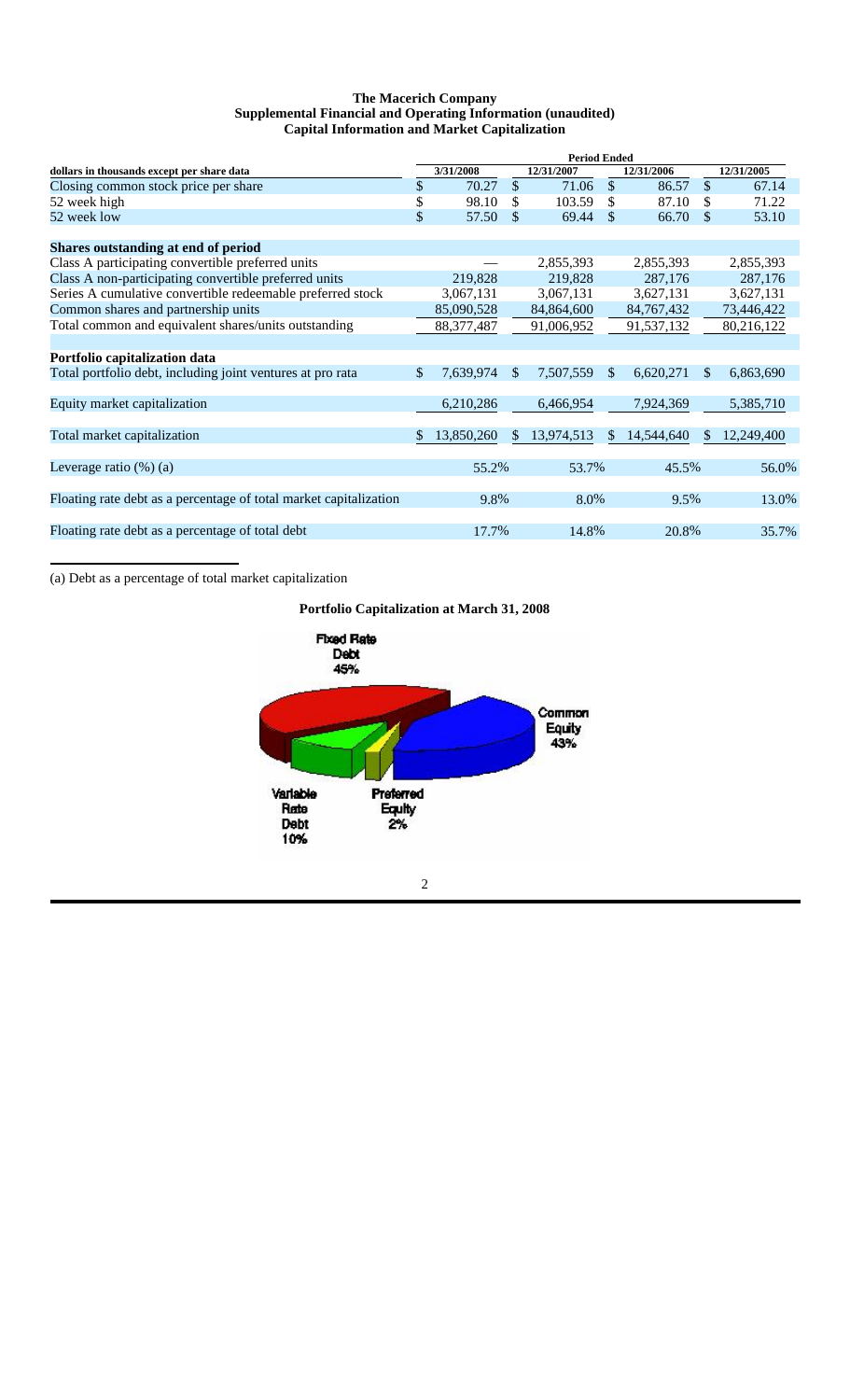**The Macerich Company**
**Supplemental Financial and Operating Information (unaudited)**
**Capital Information and Market Capitalization**

| dollars in thousands except per share data | Period Ended 3/31/2008 | 12/31/2007 | 12/31/2006 | 12/31/2005 |
|---|---|---|---|---|
| Closing common stock price per share | $ 70.27 | $ 71.06 | $ 86.57 | $ 67.14 |
| 52 week high | $ 98.10 | $ 103.59 | $ 87.10 | $ 71.22 |
| 52 week low | $ 57.50 | $ 69.44 | $ 66.70 | $ 53.10 |
| | | | | |
| **Shares outstanding at end of period** | | | | |
| Class A participating convertible preferred units | — | 2,855,393 | 2,855,393 | 2,855,393 |
| Class A non-participating convertible preferred units | 219,828 | 219,828 | 287,176 | 287,176 |
| Series A cumulative convertible redeemable preferred stock | 3,067,131 | 3,067,131 | 3,627,131 | 3,627,131 |
| Common shares and partnership units | 85,090,528 | 84,864,600 | 84,767,432 | 73,446,422 |
| Total common and equivalent shares/units outstanding | 88,377,487 | 91,006,952 | 91,537,132 | 80,216,122 |
| | | | | |
| **Portfolio capitalization data** | | | | |
| Total portfolio debt, including joint ventures at pro rata | $ 7,639,974 | $ 7,507,559 | $ 6,620,271 | $ 6,863,690 |
| Equity market capitalization | 6,210,286 | 6,466,954 | 7,924,369 | 5,385,710 |
| Total market capitalization | $ 13,850,260 | $ 13,974,513 | $ 14,544,640 | $ 12,249,400 |
| Leverage ratio (%) (a) | 55.2% | 53.7% | 45.5% | 56.0% |
| Floating rate debt as a percentage of total market capitalization | 9.8% | 8.0% | 9.5% | 13.0% |
| Floating rate debt as a percentage of total debt | 17.7% | 14.8% | 20.8% | 35.7% |

(a) Debt as a percentage of total market capitalization

**Portfolio Capitalization at March 31, 2008**

Fixed Rate Debt 45%

Common Equity 43%

Variable Rate Debt 10%

Preferred Equity 2%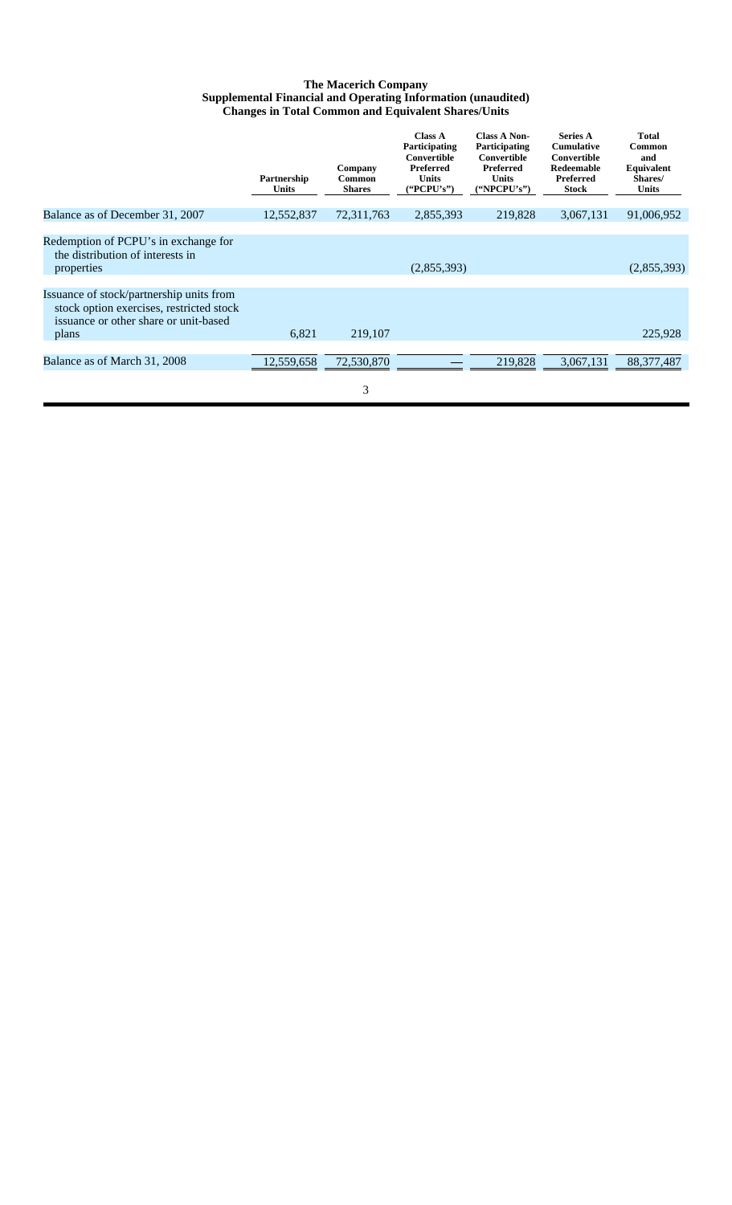**The Macerich Company**
**Supplemental Financial and Operating Information (unaudited)**
**Changes in Total Common and Equivalent Shares/Units**

| | Partnership Units | Company Common Shares | Class A Participating Convertible Preferred Units ("PCPU's") | Class A Non-Participating Convertible Preferred Units ("NPCPU's") | Series A Cumulative Convertible Redeemable Preferred Stock | Total Common and Equivalent Shares/ Units |
|---|---|---|---|---|---|---|
| Balance as of December 31, 2007 | 12,552,837 | 72,311,763 | 2,855,393 | 219,828 | 3,067,131 | 91,006,952 |
| Redemption of PCPU's in exchange for the distribution of interests in properties | | | (2,855,393) | | | (2,855,393) |
| Issuance of stock/partnership units from stock option exercises, restricted stock issuance or other share or unit-based plans | 6,821 | 219,107 | | | | 225,928 |
| Balance as of March 31, 2008 | 12,559,658 | 72,530,870 | — | 219,828 | 3,067,131 | 88,377,487 |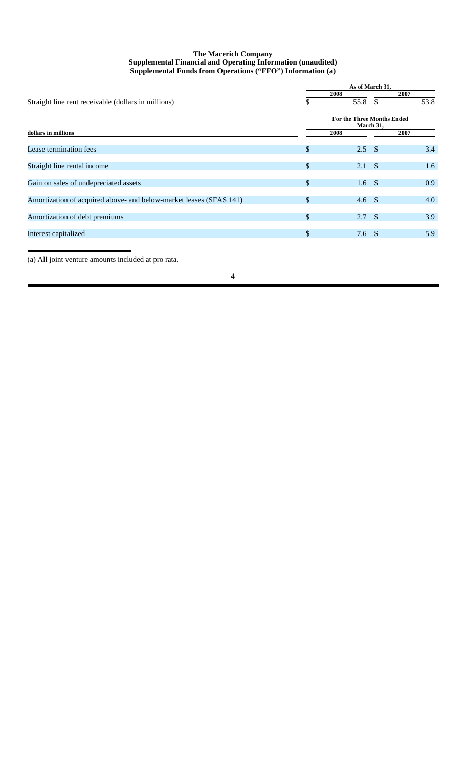**The Macerich Company**
**Supplemental Financial and Operating Information (unaudited)**
**Supplemental Funds from Operations ("FFO") Information (a)**

| | As of March 31, | |
|---|---|---|
| | 2008 | 2007 |
| Straight line rent receivable (dollars in millions) | $ 55.8 | $ 53.8 |

| dollars in millions | For the Three Months Ended March 31, 2008 | 2007 |
|---|---|---|
| Lease termination fees | $ 2.5 | $ 3.4 |
| Straight line rental income | $ 2.1 | $ 1.6 |
| Gain on sales of undepreciated assets | $ 1.6 | $ 0.9 |
| Amortization of acquired above- and below-market leases (SFAS 141) | $ 4.6 | $ 4.0 |
| Amortization of debt premiums | $ 2.7 | $ 3.9 |
| Interest capitalized | $ 7.6 | $ 5.9 |

(a) All joint venture amounts included at pro rata.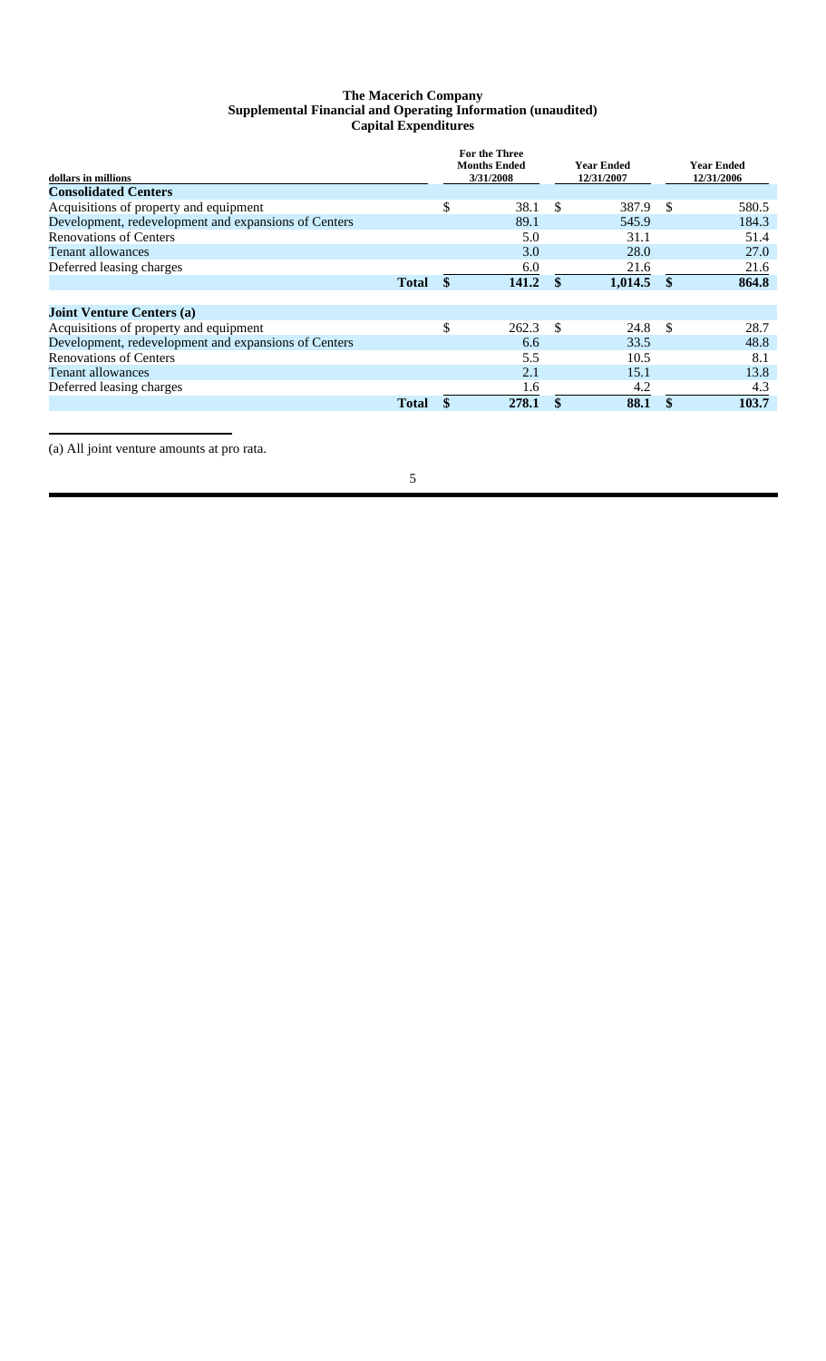# The Macerich Company
## Supplemental Financial and Operating Information (unaudited)
### Capital Expenditures

| dollars in millions | For the Three Months Ended 3/31/2008 | Year Ended 12/31/2007 | Year Ended 12/31/2006 |
|---|---|---|---|
| **Consolidated Centers** | | | |
| Acquisitions of property and equipment | $ 38.1 | $ 387.9 | $ 580.5 |
| Development, redevelopment and expansions of Centers | 89.1 | 545.9 | 184.3 |
| Renovations of Centers | 5.0 | 31.1 | 51.4 |
| Tenant allowances | 3.0 | 28.0 | 27.0 |
| Deferred leasing charges | 6.0 | 21.6 | 21.6 |
| **Total** | **$ 141.2** | **$ 1,014.5** | **$ 864.8** |
| | | | |
| **Joint Venture Centers (a)** | | | |
| Acquisitions of property and equipment | $ 262.3 | $ 24.8 | $ 28.7 |
| Development, redevelopment and expansions of Centers | 6.6 | 33.5 | 48.8 |
| Renovations of Centers | 5.5 | 10.5 | 8.1 |
| Tenant allowances | 2.1 | 15.1 | 13.8 |
| Deferred leasing charges | 1.6 | 4.2 | 4.3 |
| **Total** | **$ 278.1** | **$ 88.1** | **$ 103.7** |

(a) All joint venture amounts at pro rata.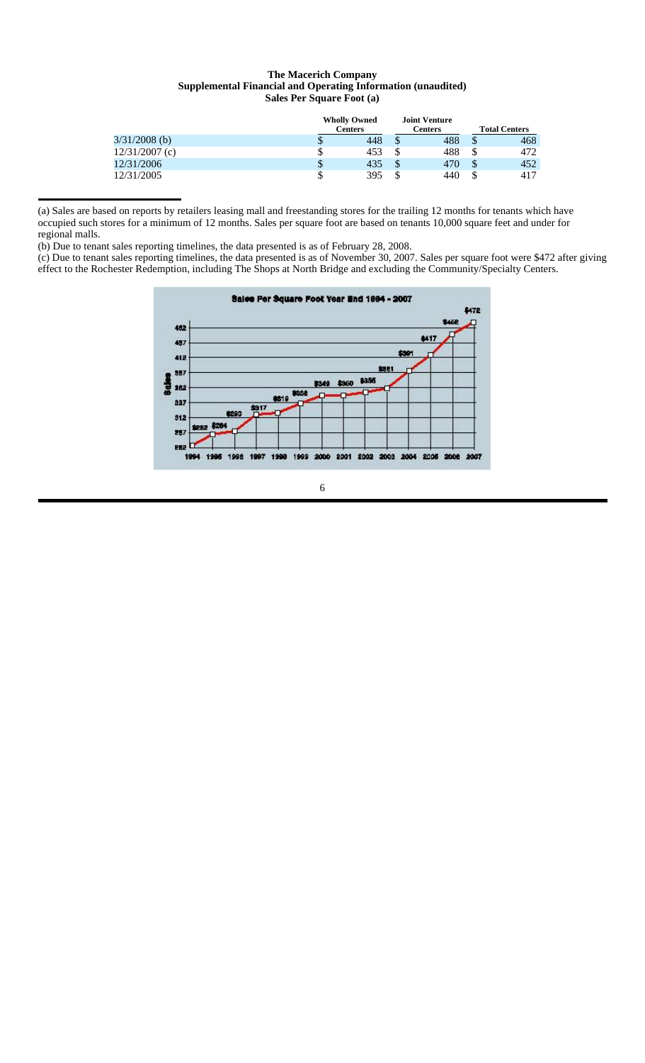**The Macerich Company**
**Supplemental Financial and Operating Information (unaudited)**
**Sales Per Square Foot (a)**

| | Wholly Owned Centers | Joint Venture Centers | Total Centers |
|---|---|---|---|
| 3/31/2008 (b) | $ 448 | $ 488 | $ 468 |
| 12/31/2007 (c) | $ 453 | $ 488 | $ 472 |
| 12/31/2006 | $ 435 | $ 470 | $ 452 |
| 12/31/2005 | $ 395 | $ 440 | $ 417 |

(a) Sales are based on reports by retailers leasing mall and freestanding stores for the trailing 12 months for tenants which have occupied such stores for a minimum of 12 months. Sales per square foot are based on tenants 10,000 square feet and under for regional malls.

(b) Due to tenant sales reporting timelines, the data presented is as of February 28, 2008.

(c) Due to tenant sales reporting timelines, the data presented is as of November 30, 2007. Sales per square foot were $472 after giving effect to the Rochester Redemption, including The Shops at North Bridge and excluding the Community/Specialty Centers.

Sales Per Square Foot Year End 1994 - 2007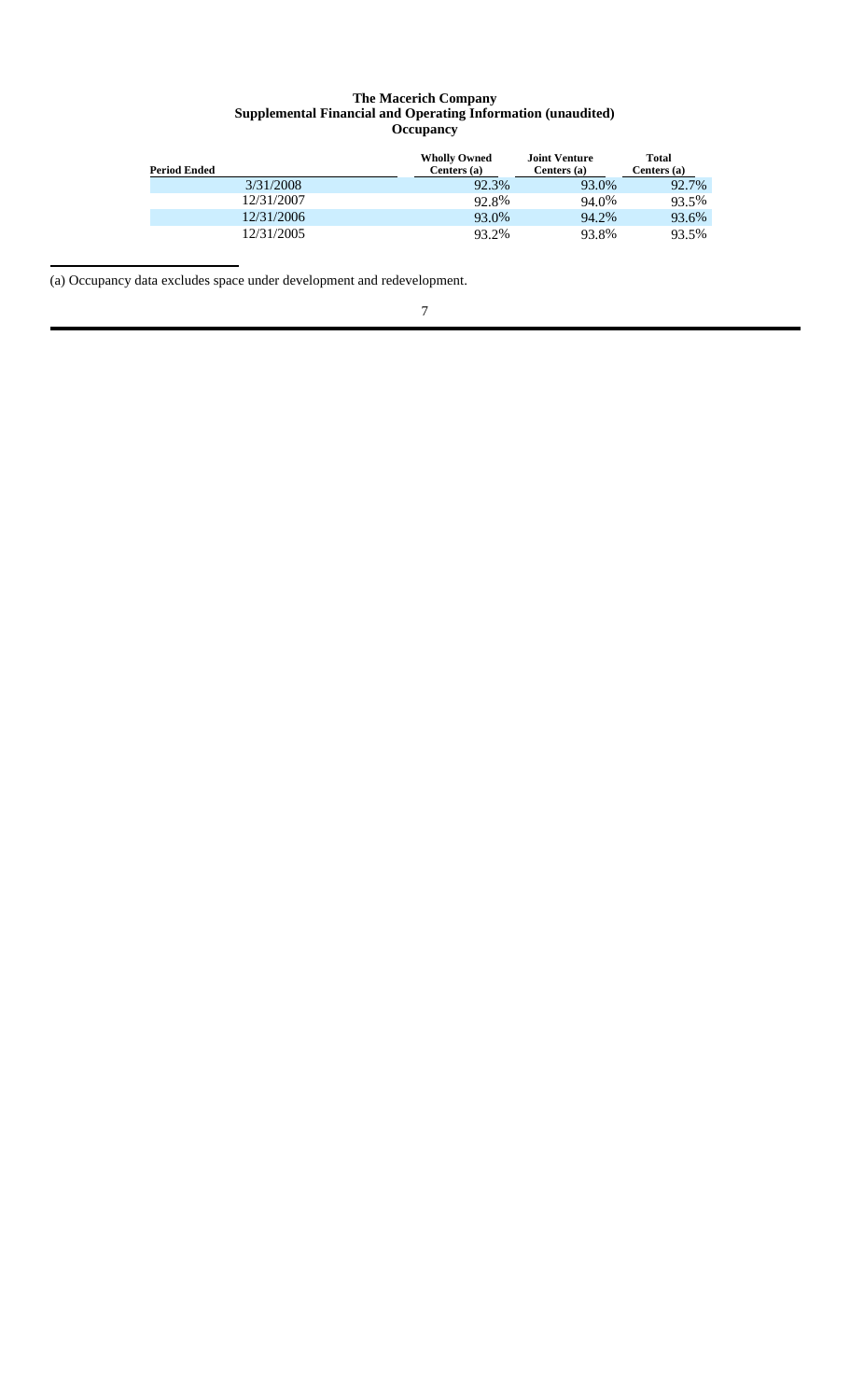**The Macerich Company**
**Supplemental Financial and Operating Information (unaudited)**
**Occupancy**

| Period Ended | Wholly Owned Centers (a) | Joint Venture Centers (a) | Total Centers (a) |
|---|---|---|---|
| 3/31/2008 | 92.3% | 93.0% | 92.7% |
| 12/31/2007 | 92.8% | 94.0% | 93.5% |
| 12/31/2006 | 93.0% | 94.2% | 93.6% |
| 12/31/2005 | 93.2% | 93.8% | 93.5% |

(a) Occupancy data excludes space under development and redevelopment.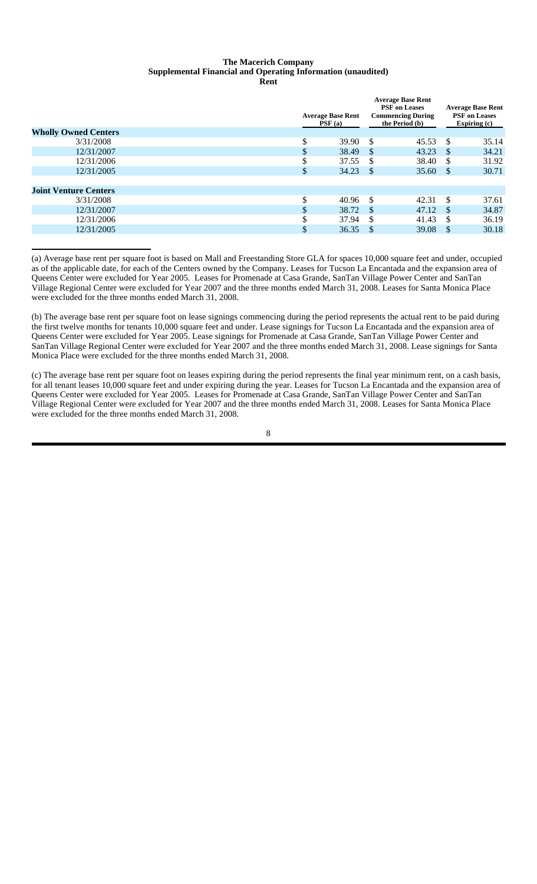**The Macerich Company**
**Supplemental Financial and Operating Information (unaudited)**
**Rent**

| | Average Base Rent PSF (a) | Average Base Rent PSF on Leases Commencing During the Period (b) | Average Base Rent PSF on Leases Expiring (c) |
|---|---|---|---|
| **Wholly Owned Centers** | | | |
| 3/31/2008 | $ 39.90 | $ 45.53 | $ 35.14 |
| 12/31/2007 | $ 38.49 | $ 43.23 | $ 34.21 |
| 12/31/2006 | $ 37.55 | $ 38.40 | $ 31.92 |
| 12/31/2005 | $ 34.23 | $ 35.60 | $ 30.71 |
| **Joint Venture Centers** | | | |
| 3/31/2008 | $ 40.96 | $ 42.31 | $ 37.61 |
| 12/31/2007 | $ 38.72 | $ 47.12 | $ 34.87 |
| 12/31/2006 | $ 37.94 | $ 41.43 | $ 36.19 |
| 12/31/2005 | $ 36.35 | $ 39.08 | $ 30.18 |

(a) Average base rent per square foot is based on Mall and Freestanding Store GLA for spaces 10,000 square feet and under, occupied as of the applicable date, for each of the Centers owned by the Company. Leases for Tucson La Encantada and the expansion area of Queens Center were excluded for Year 2005. Leases for Promenade at Casa Grande, SanTan Village Power Center and SanTan Village Regional Center were excluded for Year 2007 and the three months ended March 31, 2008. Leases for Santa Monica Place were excluded for the three months ended March 31, 2008.

(b) The average base rent per square foot on lease signings commencing during the period represents the actual rent to be paid during the first twelve months for tenants 10,000 square feet and under. Lease signings for Tucson La Encantada and the expansion area of Queens Center were excluded for Year 2005. Lease signings for Promenade at Casa Grande, SanTan Village Power Center and SanTan Village Regional Center were excluded for Year 2007 and the three months ended March 31, 2008. Lease signings for Santa Monica Place were excluded for the three months ended March 31, 2008.

(c) The average base rent per square foot on leases expiring during the period represents the final year minimum rent, on a cash basis, for all tenant leases 10,000 square feet and under expiring during the year. Leases for Tucson La Encantada and the expansion area of Queens Center were excluded for Year 2005. Leases for Promenade at Casa Grande, SanTan Village Power Center and SanTan Village Regional Center were excluded for Year 2007 and the three months ended March 31, 2008. Leases for Santa Monica Place were excluded for the three months ended March 31, 2008.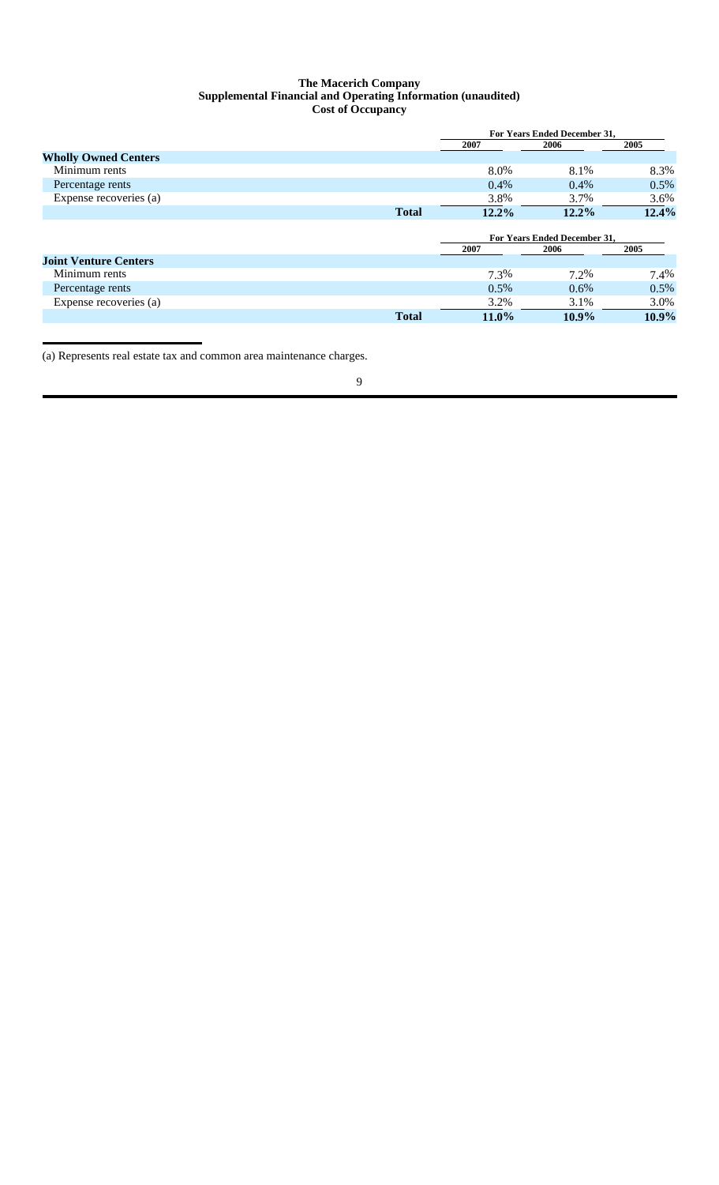**The Macerich Company**
**Supplemental Financial and Operating Information (unaudited)**
**Cost of Occupancy**

| | For Years Ended December 31, | | |
|---|---|---|---|
| | 2007 | 2006 | 2005 |
| **Wholly Owned Centers** | | | |
| Minimum rents | 8.0% | 8.1% | 8.3% |
| Percentage rents | 0.4% | 0.4% | 0.5% |
| Expense recoveries (a) | 3.8% | 3.7% | 3.6% |
| **Total** | **12.2%** | **12.2%** | **12.4%** |

| | For Years Ended December 31, | | |
|---|---|---|---|
| | 2007 | 2006 | 2005 |
| **Joint Venture Centers** | | | |
| Minimum rents | 7.3% | 7.2% | 7.4% |
| Percentage rents | 0.5% | 0.6% | 0.5% |
| Expense recoveries (a) | 3.2% | 3.1% | 3.0% |
| **Total** | **11.0%** | **10.9%** | **10.9%** |

(a) Represents real estate tax and common area maintenance charges.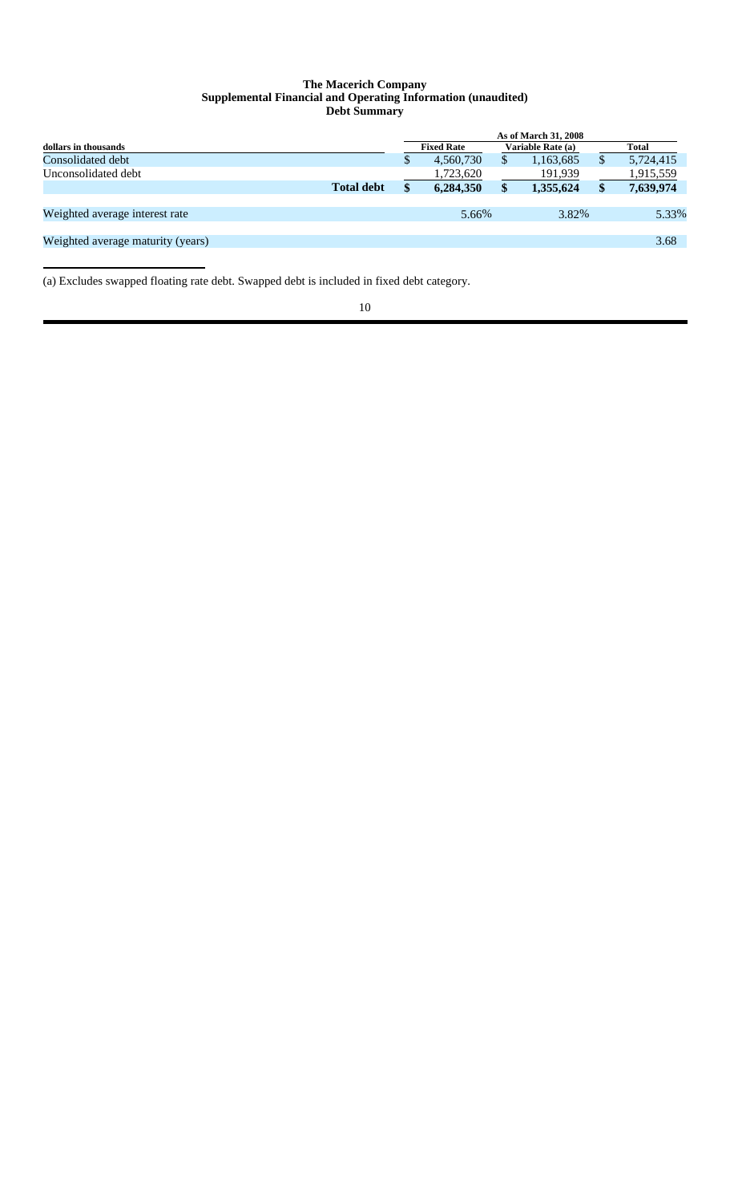**The Macerich Company**
**Supplemental Financial and Operating Information (unaudited)**
**Debt Summary**

| dollars in thousands | As of March 31, 2008 | | |
|---|---|---|---|
| | **Fixed Rate** | **Variable Rate (a)** | **Total** |
| Consolidated debt | $ 4,560,730 | $ 1,163,685 | $ 5,724,415 |
| Unconsolidated debt | 1,723,620 | 191,939 | 1,915,559 |
| **Total debt** | **$ 6,284,350** | **$ 1,355,624** | **$ 7,639,974** |
| Weighted average interest rate | 5.66% | 3.82% | 5.33% |
| Weighted average maturity (years) | | | 3.68 |

(a) Excludes swapped floating rate debt. Swapped debt is included in fixed debt category.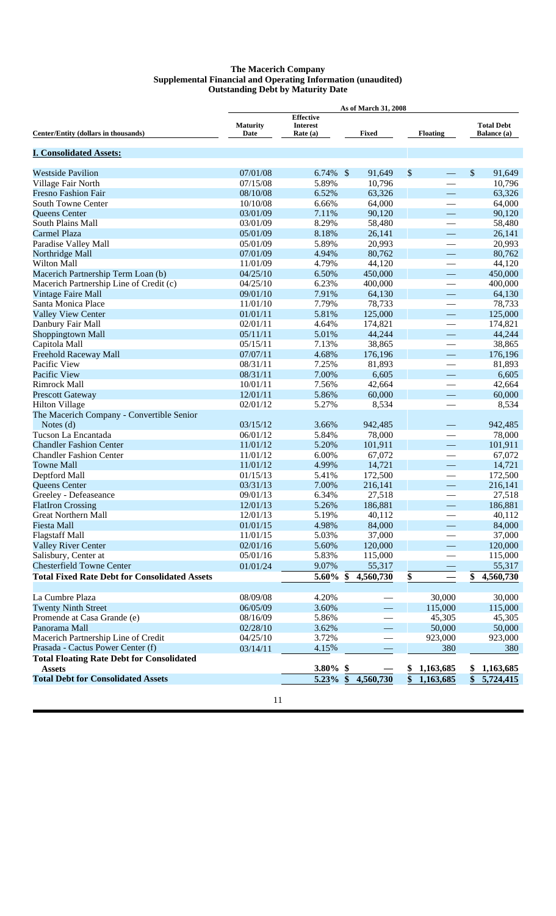**The Macerich Company**
**Supplemental Financial and Operating Information (unaudited)**
**Outstanding Debt by Maturity Date**

| Center/Entity (dollars in thousands) | Maturity Date | Effective Interest Rate (a) | Fixed | Floating | Total Debt Balance (a) |
|---|---|---|---|---|---|
| | As of March 31, 2008 | | | | |
| **I. Consolidated Assets:** | | | | | |
| Westside Pavilion | 07/01/08 | 6.74% | $ 91,649 | $ — | $ 91,649 |
| Village Fair North | 07/15/08 | 5.89% | 10,796 | — | 10,796 |
| Fresno Fashion Fair | 08/10/08 | 6.52% | 63,326 | — | 63,326 |
| South Towne Center | 10/10/08 | 6.66% | 64,000 | — | 64,000 |
| Queens Center | 03/01/09 | 7.11% | 90,120 | — | 90,120 |
| South Plains Mall | 03/01/09 | 8.29% | 58,480 | — | 58,480 |
| Carmel Plaza | 05/01/09 | 8.18% | 26,141 | — | 26,141 |
| Paradise Valley Mall | 05/01/09 | 5.89% | 20,993 | — | 20,993 |
| Northridge Mall | 07/01/09 | 4.94% | 80,762 | — | 80,762 |
| Wilton Mall | 11/01/09 | 4.79% | 44,120 | — | 44,120 |
| Macerich Partnership Term Loan (b) | 04/25/10 | 6.50% | 450,000 | — | 450,000 |
| Macerich Partnership Line of Credit (c) | 04/25/10 | 6.23% | 400,000 | — | 400,000 |
| Vintage Faire Mall | 09/01/10 | 7.91% | 64,130 | — | 64,130 |
| Santa Monica Place | 11/01/10 | 7.79% | 78,733 | — | 78,733 |
| Valley View Center | 01/01/11 | 5.81% | 125,000 | — | 125,000 |
| Danbury Fair Mall | 02/01/11 | 4.64% | 174,821 | — | 174,821 |
| Shoppingtown Mall | 05/11/11 | 5.01% | 44,244 | — | 44,244 |
| Capitola Mall | 05/15/11 | 7.13% | 38,865 | — | 38,865 |
| Freehold Raceway Mall | 07/07/11 | 4.68% | 176,196 | — | 176,196 |
| Pacific View | 08/31/11 | 7.25% | 81,893 | — | 81,893 |
| Pacific View | 08/31/11 | 7.00% | 6,605 | — | 6,605 |
| Rimrock Mall | 10/01/11 | 7.56% | 42,664 | — | 42,664 |
| Prescott Gateway | 12/01/11 | 5.86% | 60,000 | — | 60,000 |
| Hilton Village | 02/01/12 | 5.27% | 8,534 | — | 8,534 |
| The Macerich Company - Convertible Senior Notes (d) | 03/15/12 | 3.66% | 942,485 | — | 942,485 |
| Tucson La Encantada | 06/01/12 | 5.84% | 78,000 | — | 78,000 |
| Chandler Fashion Center | 11/01/12 | 5.20% | 101,911 | — | 101,911 |
| Chandler Fashion Center | 11/01/12 | 6.00% | 67,072 | — | 67,072 |
| Towne Mall | 11/01/12 | 4.99% | 14,721 | — | 14,721 |
| Deptford Mall | 01/15/13 | 5.41% | 172,500 | — | 172,500 |
| Queens Center | 03/31/13 | 7.00% | 216,141 | — | 216,141 |
| Greeley - Defeaseance | 09/01/13 | 6.34% | 27,518 | — | 27,518 |
| FlatIron Crossing | 12/01/13 | 5.26% | 186,881 | — | 186,881 |
| Great Northern Mall | 12/01/13 | 5.19% | 40,112 | — | 40,112 |
| Fiesta Mall | 01/01/15 | 4.98% | 84,000 | — | 84,000 |
| Flagstaff Mall | 11/01/15 | 5.03% | 37,000 | — | 37,000 |
| Valley River Center | 02/01/16 | 5.60% | 120,000 | — | 120,000 |
| Salisbury, Center at | 05/01/16 | 5.83% | 115,000 | — | 115,000 |
| Chesterfield Towne Center | 01/01/24 | 9.07% | 55,317 | — | 55,317 |
| **Total Fixed Rate Debt for Consolidated Assets** | | **5.60%** | **$ 4,560,730** | **$ —** | **$ 4,560,730** |
| | | | | | |
| La Cumbre Plaza | 08/09/08 | 4.20% | — | 30,000 | 30,000 |
| Twenty Ninth Street | 06/05/09 | 3.60% | — | 115,000 | 115,000 |
| Promende at Casa Grande (e) | 08/16/09 | 5.86% | — | 45,305 | 45,305 |
| Panorama Mall | 02/28/10 | 3.62% | — | 50,000 | 50,000 |
| Macerich Partnership Line of Credit | 04/25/10 | 3.72% | — | 923,000 | 923,000 |
| Prasada - Cactus Power Center (f) | 03/14/11 | 4.15% | — | 380 | 380 |
| **Total Floating Rate Debt for Consolidated Assets** | | **3.80%** | **$ —** | **$ 1,163,685** | **$ 1,163,685** |
| **Total Debt for Consolidated Assets** | | **5.23%** | **$ 4,560,730** | **$ 1,163,685** | **$ 5,724,415** |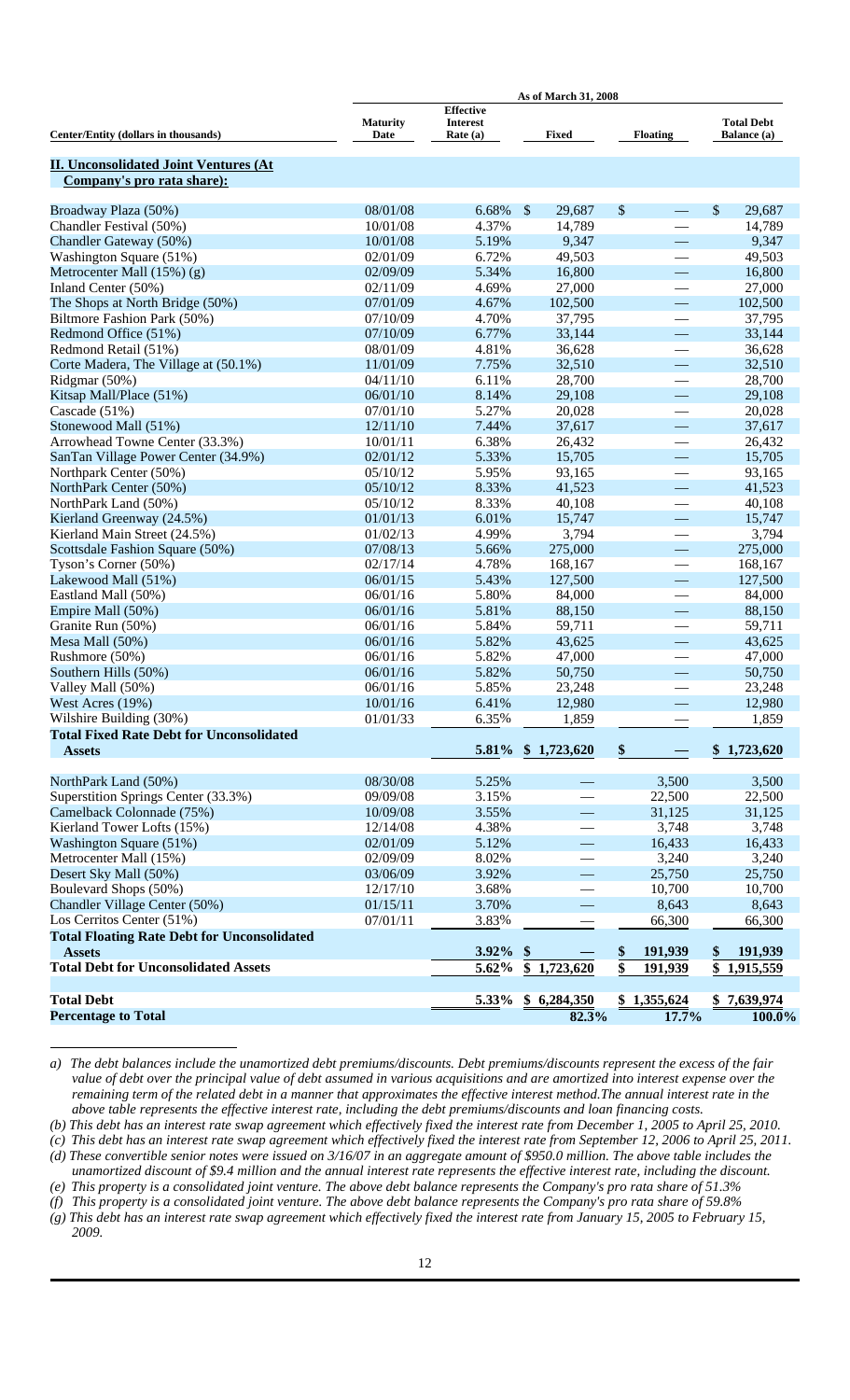| Center/Entity (dollars in thousands) | As of March 31, 2008 | | | | |
|---|---|---|---|---|---|
| | Maturity Date | Effective Interest Rate (a) | Fixed | Floating | Total Debt Balance (a) |
| **II. Unconsolidated Joint Ventures (At Company's pro rata share):** | | | | | |
| Broadway Plaza (50%) | 08/01/08 | 6.68% | $ 29,687 | $ — | $ 29,687 |
| Chandler Festival (50%) | 10/01/08 | 4.37% | 14,789 | — | 14,789 |
| Chandler Gateway (50%) | 10/01/08 | 5.19% | 9,347 | — | 9,347 |
| Washington Square (51%) | 02/01/09 | 6.72% | 49,503 | — | 49,503 |
| Metrocenter Mall (15%) (g) | 02/09/09 | 5.34% | 16,800 | — | 16,800 |
| Inland Center (50%) | 02/11/09 | 4.69% | 27,000 | — | 27,000 |
| The Shops at North Bridge (50%) | 07/01/09 | 4.67% | 102,500 | — | 102,500 |
| Biltmore Fashion Park (50%) | 07/10/09 | 4.70% | 37,795 | — | 37,795 |
| Redmond Office (51%) | 07/10/09 | 6.77% | 33,144 | — | 33,144 |
| Redmond Retail (51%) | 08/01/09 | 4.81% | 36,628 | — | 36,628 |
| Corte Madera, The Village at (50.1%) | 11/01/09 | 7.75% | 32,510 | — | 32,510 |
| Ridgmar (50%) | 04/11/10 | 6.11% | 28,700 | — | 28,700 |
| Kitsap Mall/Place (51%) | 06/01/10 | 8.14% | 29,108 | — | 29,108 |
| Cascade (51%) | 07/01/10 | 5.27% | 20,028 | — | 20,028 |
| Stonewood Mall (51%) | 12/11/10 | 7.44% | 37,617 | — | 37,617 |
| Arrowhead Towne Center (33.3%) | 10/01/11 | 6.38% | 26,432 | — | 26,432 |
| SanTan Village Power Center (34.9%) | 02/01/12 | 5.33% | 15,705 | — | 15,705 |
| Northpark Center (50%) | 05/10/12 | 5.95% | 93,165 | — | 93,165 |
| NorthPark Center (50%) | 05/10/12 | 8.33% | 41,523 | — | 41,523 |
| NorthPark Land (50%) | 05/10/12 | 8.33% | 40,108 | — | 40,108 |
| Kierland Greenway (24.5%) | 01/01/13 | 6.01% | 15,747 | — | 15,747 |
| Kierland Main Street (24.5%) | 01/02/13 | 4.99% | 3,794 | — | 3,794 |
| Scottsdale Fashion Square (50%) | 07/08/13 | 5.66% | 275,000 | — | 275,000 |
| Tyson's Corner (50%) | 02/17/14 | 4.78% | 168,167 | — | 168,167 |
| Lakewood Mall (51%) | 06/01/15 | 5.43% | 127,500 | — | 127,500 |
| Eastland Mall (50%) | 06/01/16 | 5.80% | 84,000 | — | 84,000 |
| Empire Mall (50%) | 06/01/16 | 5.81% | 88,150 | — | 88,150 |
| Granite Run (50%) | 06/01/16 | 5.84% | 59,711 | — | 59,711 |
| Mesa Mall (50%) | 06/01/16 | 5.82% | 43,625 | — | 43,625 |
| Rushmore (50%) | 06/01/16 | 5.82% | 47,000 | — | 47,000 |
| Southern Hills (50%) | 06/01/16 | 5.82% | 50,750 | — | 50,750 |
| Valley Mall (50%) | 06/01/16 | 5.85% | 23,248 | — | 23,248 |
| West Acres (19%) | 10/01/16 | 6.41% | 12,980 | — | 12,980 |
| Wilshire Building (30%) | 01/01/33 | 6.35% | 1,859 | — | 1,859 |
| **Total Fixed Rate Debt for Unconsolidated Assets** | | **5.81%** | **$ 1,723,620** | **$ —** | **$ 1,723,620** |
| NorthPark Land (50%) | 08/30/08 | 5.25% | — | 3,500 | 3,500 |
| Superstition Springs Center (33.3%) | 09/09/08 | 3.15% | — | 22,500 | 22,500 |
| Camelback Colonnade (75%) | 10/09/08 | 3.55% | — | 31,125 | 31,125 |
| Kierland Tower Lofts (15%) | 12/14/08 | 4.38% | — | 3,748 | 3,748 |
| Washington Square (51%) | 02/01/09 | 5.12% | — | 16,433 | 16,433 |
| Metrocenter Mall (15%) | 02/09/09 | 8.02% | — | 3,240 | 3,240 |
| Desert Sky Mall (50%) | 03/06/09 | 3.92% | — | 25,750 | 25,750 |
| Boulevard Shops (50%) | 12/17/10 | 3.68% | — | 10,700 | 10,700 |
| Chandler Village Center (50%) | 01/15/11 | 3.70% | — | 8,643 | 8,643 |
| Los Cerritos Center (51%) | 07/01/11 | 3.83% | — | 66,300 | 66,300 |
| **Total Floating Rate Debt for Unconsolidated Assets** | | **3.92%** | **$ —** | **$ 191,939** | **$ 191,939** |
| **Total Debt for Unconsolidated Assets** | | **5.62%** | **$ 1,723,620** | **$ 191,939** | **$ 1,915,559** |
| **Total Debt** | | **5.33%** | **$ 6,284,350** | **$ 1,355,624** | **$ 7,639,974** |
| **Percentage to Total** | | | **82.3%** | **17.7%** | **100.0%** |

*a) The debt balances include the unamortized debt premiums/discounts. Debt premiums/discounts represent the excess of the fair value of debt over the principal value of debt assumed in various acquisitions and are amortized into interest expense over the remaining term of the related debt in a manner that approximates the effective interest method.The annual interest rate in the above table represents the effective interest rate, including the debt premiums/discounts and loan financing costs.*

*(b) This debt has an interest rate swap agreement which effectively fixed the interest rate from December 1, 2005 to April 25, 2010.*

*(c) This debt has an interest rate swap agreement which effectively fixed the interest rate from September 12, 2006 to April 25, 2011.*

*(d) These convertible senior notes were issued on 3/16/07 in an aggregate amount of $950.0 million. The above table includes the unamortized discount of $9.4 million and the annual interest rate represents the effective interest rate, including the discount.*

*(e) This property is a consolidated joint venture. The above debt balance represents the Company's pro rata share of 51.3%*

*(f) This property is a consolidated joint venture. The above debt balance represents the Company's pro rata share of 59.8%*

*(g) This debt has an interest rate swap agreement which effectively fixed the interest rate from January 15, 2005 to February 15, 2009.*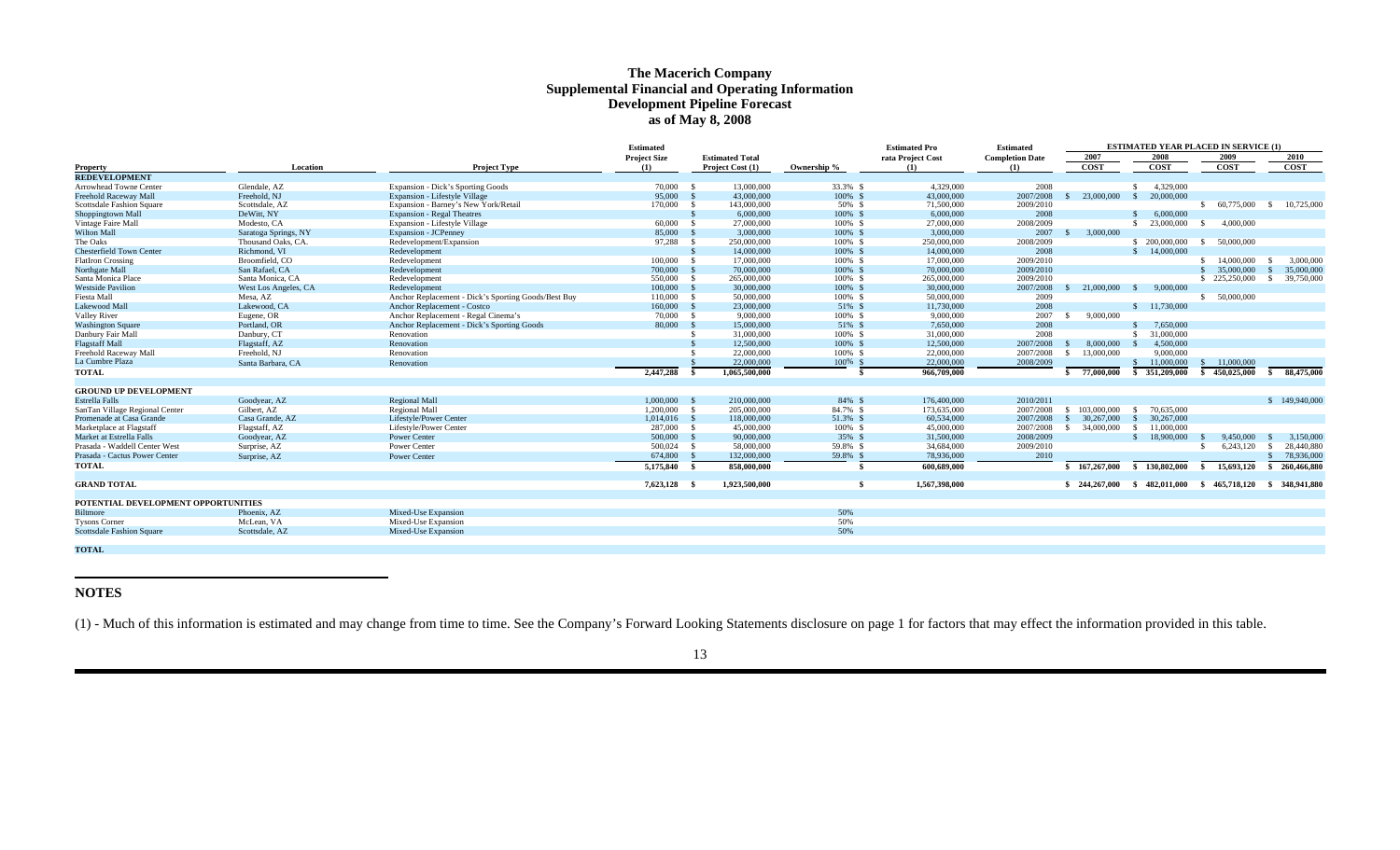# The Macerich Company
## Supplemental Financial and Operating Information
## Development Pipeline Forecast
## as of May 8, 2008

| Property | Location | Project Type | Estimated Project Size (1) | Estimated Total Project Cost (1) | Ownership % | Estimated Pro rata Project Cost (1) | Estimated Completion Date (1) | ESTIMATED YEAR PLACED IN SERVICE (1) 2007 COST | 2008 COST | 2009 COST | 2010 COST |
|---|---|---|---|---|---|---|---|---|---|---|---|
| **REDEVELOPMENT** | | | | | | | | | | | |
| Arrowhead Towne Center | Glendale, AZ | Expansion - Dick's Sporting Goods | 70,000 | $ 13,000,000 | 33.3% | $ 4,329,000 | 2008 | | $ 4,329,000 | | |
| Freehold Raceway Mall | Freehold, NJ | Expansion - Lifestyle Village | 95,000 | $ 43,000,000 | 100% | $ 43,000,000 | 2007/2008 | $ 23,000,000 | $ 20,000,000 | | |
| Scottsdale Fashion Square | Scottsdale, AZ | Expansion - Barney's New York/Retail | 170,000 | $ 143,000,000 | 50% | $ 71,500,000 | 2009/2010 | | | $ 60,775,000 | $ 10,725,000 |
| Shoppingtown Mall | DeWitt, NY | Expansion - Regal Theatres | | $ 6,000,000 | 100% | $ 6,000,000 | 2008 | | $ 6,000,000 | | |
| Vintage Faire Mall | Modesto, CA | Expansion - Lifestyle Village | 60,000 | $ 27,000,000 | 100% | $ 27,000,000 | 2008/2009 | | $ 23,000,000 | $ 4,000,000 | |
| Wilton Mall | Saratoga Springs, NY | Expansion - JCPenney | 85,000 | $ 3,000,000 | 100% | $ 3,000,000 | 2007 | $ 3,000,000 | | | |
| The Oaks | Thousand Oaks, CA. | Redevelopment/Expansion | 97,288 | $ 250,000,000 | 100% | $ 250,000,000 | 2008/2009 | | $ 200,000,000 | $ 50,000,000 | |
| Chesterfield Town Center | Richmond, VI | Redevelopment | | $ 14,000,000 | 100% | $ 14,000,000 | 2008 | | $ 14,000,000 | | |
| Flatiron Crossing | Broomfield, CO | Redevelopment | 100,000 | $ 17,000,000 | 100% | $ 17,000,000 | 2009/2010 | | | $ 14,000,000 | $ 3,000,000 |
| Northgate Mall | San Rafael, CA | Redevelopment | 700,000 | $ 70,000,000 | 100% | $ 70,000,000 | 2009/2010 | | | $ 35,000,000 | $ 35,000,000 |
| Santa Monica Place | Santa Monica, CA | Redevelopment | 550,000 | $ 265,000,000 | 100% | $ 265,000,000 | 2009/2010 | | | $ 225,250,000 | $ 39,750,000 |
| Westside Pavilion | West Los Angeles, CA | Redevelopment | 100,000 | $ 30,000,000 | 100% | $ 30,000,000 | 2007/2008 | $ 21,000,000 | $ 9,000,000 | | |
| Fiesta Mall | Mesa, AZ | Anchor Replacement - Dick's Sporting Goods/Best Buy | 110,000 | $ 50,000,000 | 100% | $ 50,000,000 | 2009 | | | $ 50,000,000 | |
| Lakewood Mall | Lakewood, CA | Anchor Replacement - Costco | 160,000 | $ 23,000,000 | 51% | $ 11,730,000 | 2008 | | $ 11,730,000 | | |
| Valley River | Eugene, OR | Anchor Replacement - Regal Cinema's | 70,000 | $ 9,000,000 | 100% | $ 9,000,000 | 2007 | $ 9,000,000 | | | |
| Washington Square | Portland, OR | Anchor Replacement - Dick's Sporting Goods | 80,000 | $ 15,000,000 | 51% | $ 7,650,000 | 2008 | | $ 7,650,000 | | |
| Danbury Fair Mall | Danbury, CT | Renovation | | $ 31,000,000 | 100% | $ 31,000,000 | 2008 | | $ 31,000,000 | | |
| Flagstaff Mall | Flagstaff, AZ | Renovation | | $ 12,500,000 | 100% | $ 12,500,000 | 2007/2008 | $ 8,000,000 | $ 4,500,000 | | |
| Freehold Raceway Mall | Freehold, NJ | Renovation | | $ 22,000,000 | 100% | $ 22,000,000 | 2007/2008 | $ 13,000,000 | 9,000,000 | | |
| La Cumbre Plaza | Santa Barbara, CA | Renovation | | $ 22,000,000 | 100% | $ 22,000,000 | 2008/2009 | | $ 11,000,000 | $ 11,000,000 | |
| **TOTAL** | | | 2,447,288 | $ 1,065,500,000 | | $ 966,709,000 | | $ 77,000,000 | $ 351,209,000 | $ 450,025,000 | $ 88,475,000 |
| **GROUND UP DEVELOPMENT** | | | | | | | | | | | |
| Estrella Falls | Goodyear, AZ | Regional Mall | 1,000,000 | $ 210,000,000 | 84% | $ 176,400,000 | 2010/2011 | | | | $ 149,940,000 |
| SanTan Village Regional Center | Gilbert, AZ | Regional Mall | 1,200,000 | $ 205,000,000 | 84.7% | $ 173,635,000 | 2007/2008 | $ 103,000,000 | $ 70,635,000 | | |
| Promenade at Casa Grande | Casa Grande, AZ | Lifestyle/Power Center | 1,014,016 | $ 118,000,000 | 51.3% | $ 60,534,000 | 2007/2008 | $ 30,267,000 | $ 30,267,000 | | |
| Marketplace at Flagstaff | Flagstaff, AZ | Lifestyle/Power Center | 287,000 | $ 45,000,000 | 100% | $ 45,000,000 | 2007/2008 | $ 34,000,000 | $ 11,000,000 | | |
| Market at Estrella Falls | Goodyear, AZ | Power Center | 500,000 | $ 90,000,000 | 35% | $ 31,500,000 | 2008/2009 | | $ 18,900,000 | $ 9,450,000 | $ 3,150,000 |
| Prasada - Waddell Center West | Surprise, AZ | Power Center | 500,024 | $ 58,000,000 | 59.8% | $ 34,684,000 | 2009/2010 | | | $ 6,243,120 | $ 28,440,880 |
| Prasada - Cactus Power Center | Surprise, AZ | Power Center | 674,800 | $ 132,000,000 | 59.8% | $ 78,936,000 | 2010 | | | | $ 78,936,000 |
| **TOTAL** | | | 5,175,840 | $ 858,000,000 | | $ 600,689,000 | | $ 167,267,000 | $ 130,802,000 | $ 15,693,120 | $ 260,466,880 |
| **GRAND TOTAL** | | | 7,623,128 | $ 1,923,500,000 | | $ 1,567,398,000 | | $ 244,267,000 | $ 482,011,000 | $ 465,718,120 | $ 348,941,880 |
| **POTENTIAL DEVELOPMENT OPPORTUNITIES** | | | | | | | | | | | |
| Biltmore | Phoenix, AZ | Mixed-Use Expansion | | | 50% | | | | | | |
| Tysons Corner | McLean, VA | Mixed-Use Expansion | | | 50% | | | | | | |
| Scottsdale Fashion Square | Scottsdale, AZ | Mixed-Use Expansion | | | 50% | | | | | | |
| **TOTAL** | | | | | | | | | | | |

## NOTES

(1) - Much of this information is estimated and may change from time to time. See the Company's Forward Looking Statements disclosure on page 1 for factors that may effect the information provided in this table.